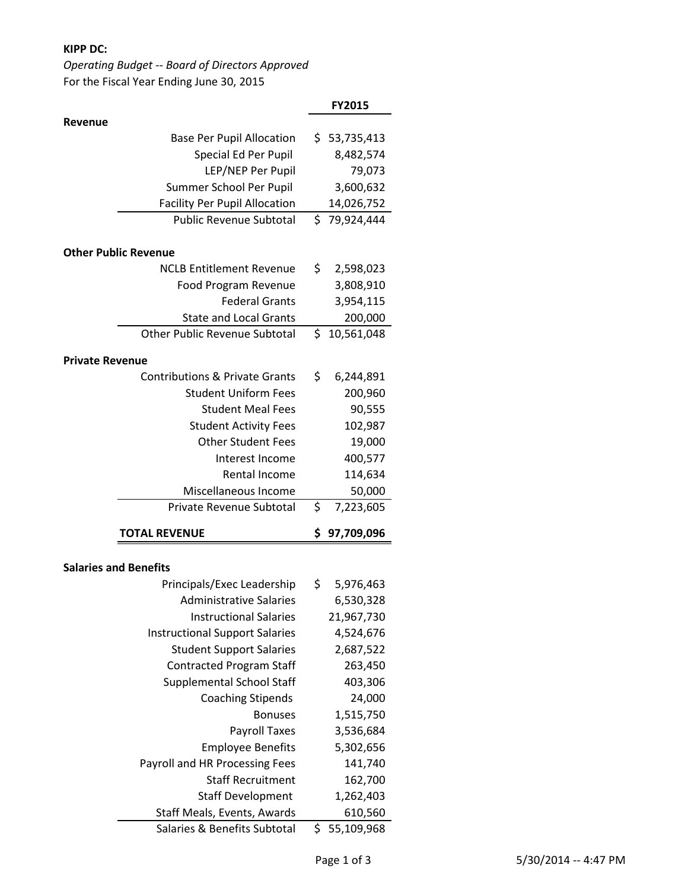**KIPP DC:**

*Operating Budget -- Board of Directors Approved*

For the Fiscal Year Ending June 30, 2015

| | FY2015 |
|---|---|
| **Revenue** | |
| Base Per Pupil Allocation | $ 53,735,413 |
| Special Ed Per Pupil | 8,482,574 |
| LEP/NEP Per Pupil | 79,073 |
| Summer School Per Pupil | 3,600,632 |
| Facility Per Pupil Allocation | 14,026,752 |
| Public Revenue Subtotal | $ 79,924,444 |
| | |
| **Other Public Revenue** | |
| NCLB Entitlement Revenue | $ 2,598,023 |
| Food Program Revenue | 3,808,910 |
| Federal Grants | 3,954,115 |
| State and Local Grants | 200,000 |
| Other Public Revenue Subtotal | $ 10,561,048 |
| | |
| **Private Revenue** | |
| Contributions & Private Grants | $ 6,244,891 |
| Student Uniform Fees | 200,960 |
| Student Meal Fees | 90,555 |
| Student Activity Fees | 102,987 |
| Other Student Fees | 19,000 |
| Interest Income | 400,577 |
| Rental Income | 114,634 |
| Miscellaneous Income | 50,000 |
| Private Revenue Subtotal | $ 7,223,605 |
| | |
| **TOTAL REVENUE** | **$ 97,709,096** |
| | |
| **Salaries and Benefits** | |
| Principals/Exec Leadership | $ 5,976,463 |
| Administrative Salaries | 6,530,328 |
| Instructional Salaries | 21,967,730 |
| Instructional Support Salaries | 4,524,676 |
| Student Support Salaries | 2,687,522 |
| Contracted Program Staff | 263,450 |
| Supplemental School Staff | 403,306 |
| Coaching Stipends | 24,000 |
| Bonuses | 1,515,750 |
| Payroll Taxes | 3,536,684 |
| Employee Benefits | 5,302,656 |
| Payroll and HR Processing Fees | 141,740 |
| Staff Recruitment | 162,700 |
| Staff Development | 1,262,403 |
| Staff Meals, Events, Awards | 610,560 |
| Salaries & Benefits Subtotal | $ 55,109,968 |

5/30/2014 -- 4:47 PM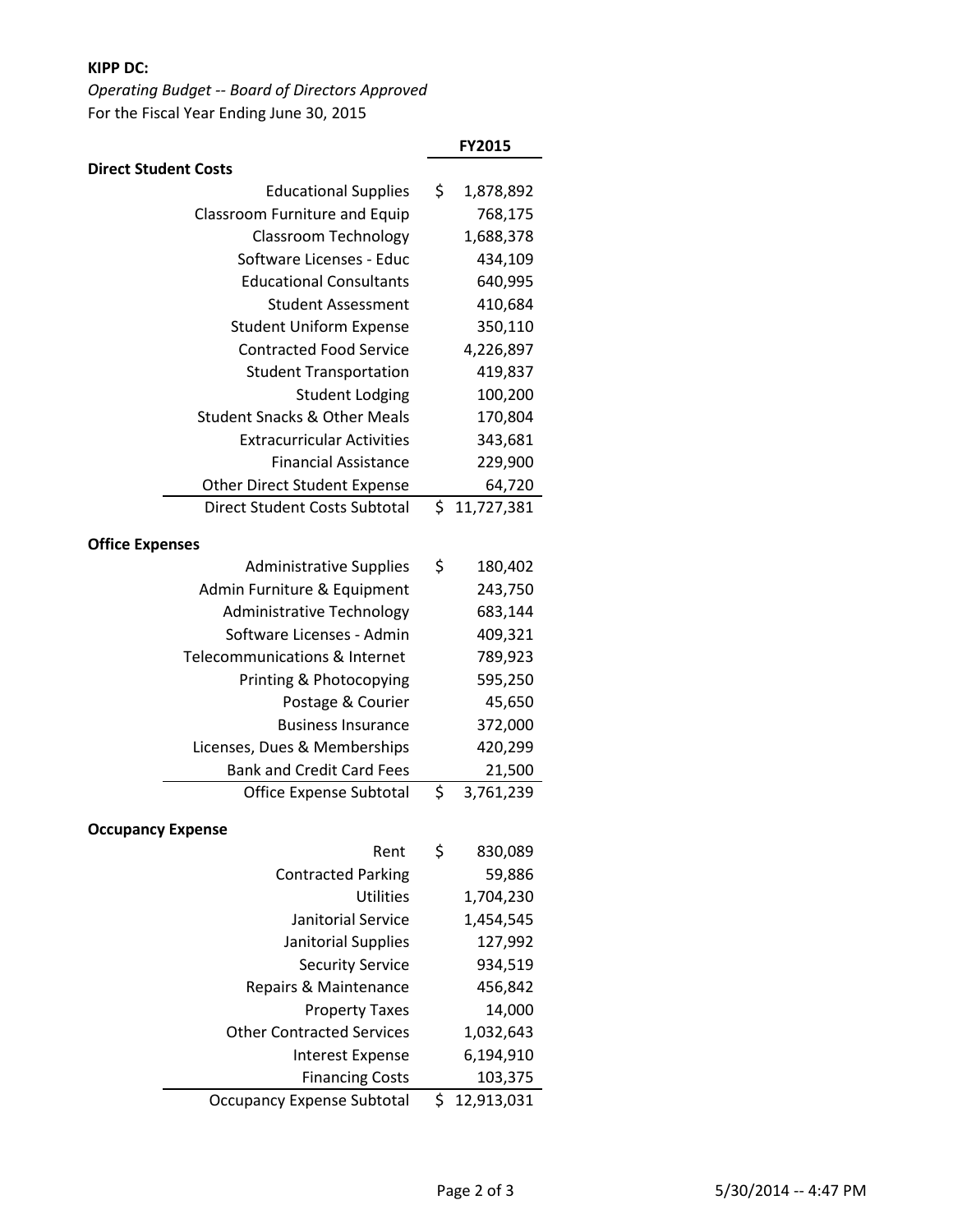**KIPP DC:**

*Operating Budget -- Board of Directors Approved*

For the Fiscal Year Ending June 30, 2015

| | FY2015 |
|---|---|
| **Direct Student Costs** | |
| Educational Supplies | $ 1,878,892 |
| Classroom Furniture and Equip | 768,175 |
| Classroom Technology | 1,688,378 |
| Software Licenses - Educ | 434,109 |
| Educational Consultants | 640,995 |
| Student Assessment | 410,684 |
| Student Uniform Expense | 350,110 |
| Contracted Food Service | 4,226,897 |
| Student Transportation | 419,837 |
| Student Lodging | 100,200 |
| Student Snacks & Other Meals | 170,804 |
| Extracurricular Activities | 343,681 |
| Financial Assistance | 229,900 |
| Other Direct Student Expense | 64,720 |
| Direct Student Costs Subtotal | $ 11,727,381 |
| **Office Expenses** | |
| Administrative Supplies | $ 180,402 |
| Admin Furniture & Equipment | 243,750 |
| Administrative Technology | 683,144 |
| Software Licenses - Admin | 409,321 |
| Telecommunications & Internet | 789,923 |
| Printing & Photocopying | 595,250 |
| Postage & Courier | 45,650 |
| Business Insurance | 372,000 |
| Licenses, Dues & Memberships | 420,299 |
| Bank and Credit Card Fees | 21,500 |
| Office Expense Subtotal | $ 3,761,239 |
| **Occupancy Expense** | |
| Rent | $ 830,089 |
| Contracted Parking | 59,886 |
| Utilities | 1,704,230 |
| Janitorial Service | 1,454,545 |
| Janitorial Supplies | 127,992 |
| Security Service | 934,519 |
| Repairs & Maintenance | 456,842 |
| Property Taxes | 14,000 |
| Other Contracted Services | 1,032,643 |
| Interest Expense | 6,194,910 |
| Financing Costs | 103,375 |
| Occupancy Expense Subtotal | $ 12,913,031 |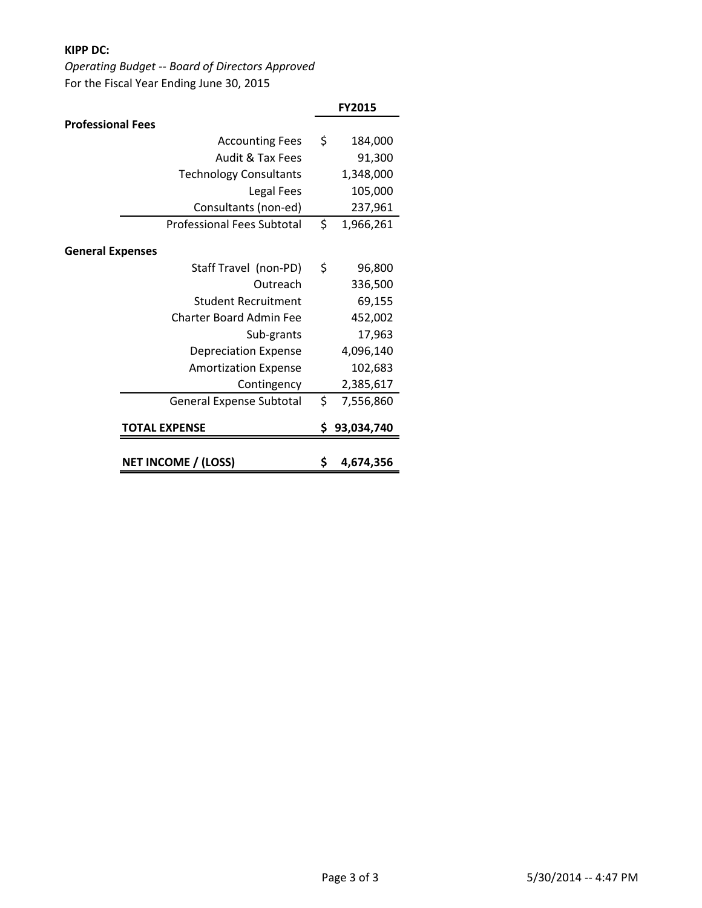**KIPP DC:**

*Operating Budget -- Board of Directors Approved*

For the Fiscal Year Ending June 30, 2015

| | | FY2015 |
|---|---|---|
| **Professional Fees** | | |
| | Accounting Fees | $ 184,000 |
| | Audit & Tax Fees | 91,300 |
| | Technology Consultants | 1,348,000 |
| | Legal Fees | 105,000 |
| | Consultants (non-ed) | 237,961 |
| | Professional Fees Subtotal | $ 1,966,261 |
| **General Expenses** | | |
| | Staff Travel (non-PD) | $ 96,800 |
| | Outreach | 336,500 |
| | Student Recruitment | 69,155 |
| | Charter Board Admin Fee | 452,002 |
| | Sub-grants | 17,963 |
| | Depreciation Expense | 4,096,140 |
| | Amortization Expense | 102,683 |
| | Contingency | 2,385,617 |
| | General Expense Subtotal | $ 7,556,860 |
| | **TOTAL EXPENSE** | **$ 93,034,740** |
| | **NET INCOME / (LOSS)** | **$ 4,674,356** |

5/30/2014 -- 4:47 PM